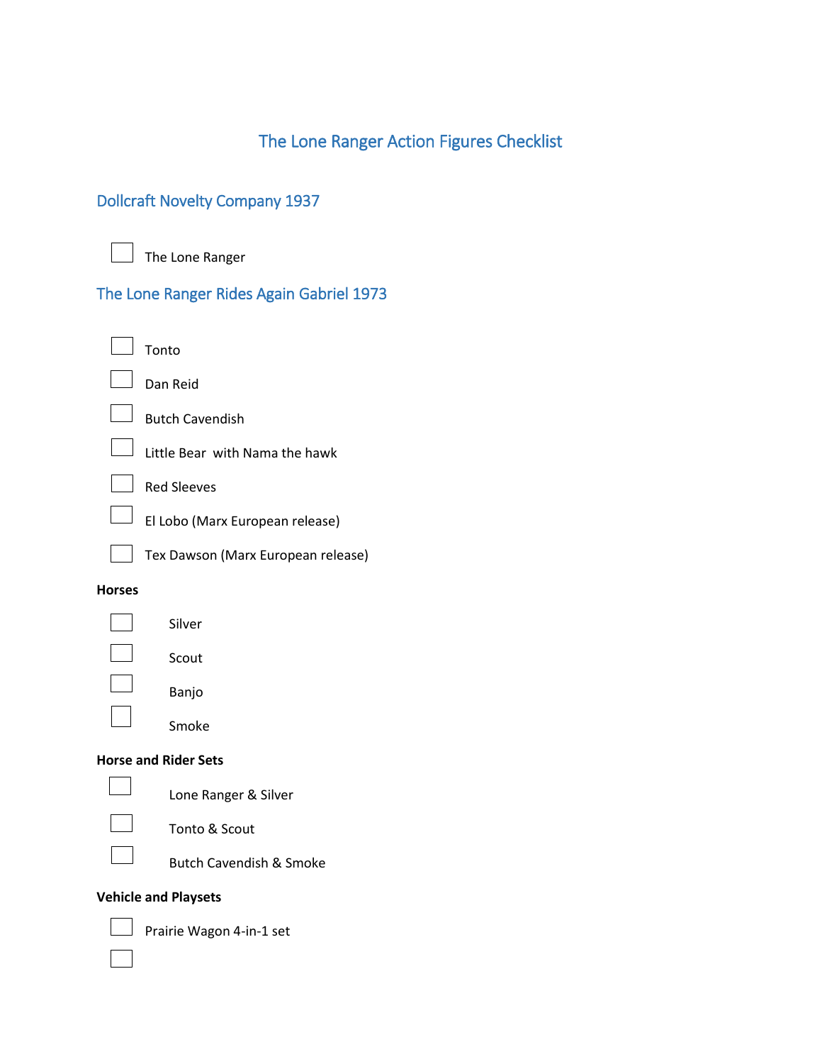# The Lone Ranger Action Figures Checklist

## Dollcraft Novelty Company 1937

- [ ] The Lone Ranger

## The Lone Ranger Rides Again Gabriel 1973

- [ ] Tonto
- [ ] Dan Reid
- [ ] Butch Cavendish
- [ ] Little Bear with Nama the hawk
- [ ] Red Sleeves
- [ ] El Lobo (Marx European release)
- [ ] Tex Dawson (Marx European release)

**Horses**

- [ ] Silver
- [ ] Scout
- [ ] Banjo
- [ ] Smoke

**Horse and Rider Sets**

- [ ] Lone Ranger & Silver
- [ ] Tonto & Scout
- [ ] Butch Cavendish & Smoke

**Vehicle and Playsets**

- [ ] Prairie Wagon 4-in-1 set
- [ ]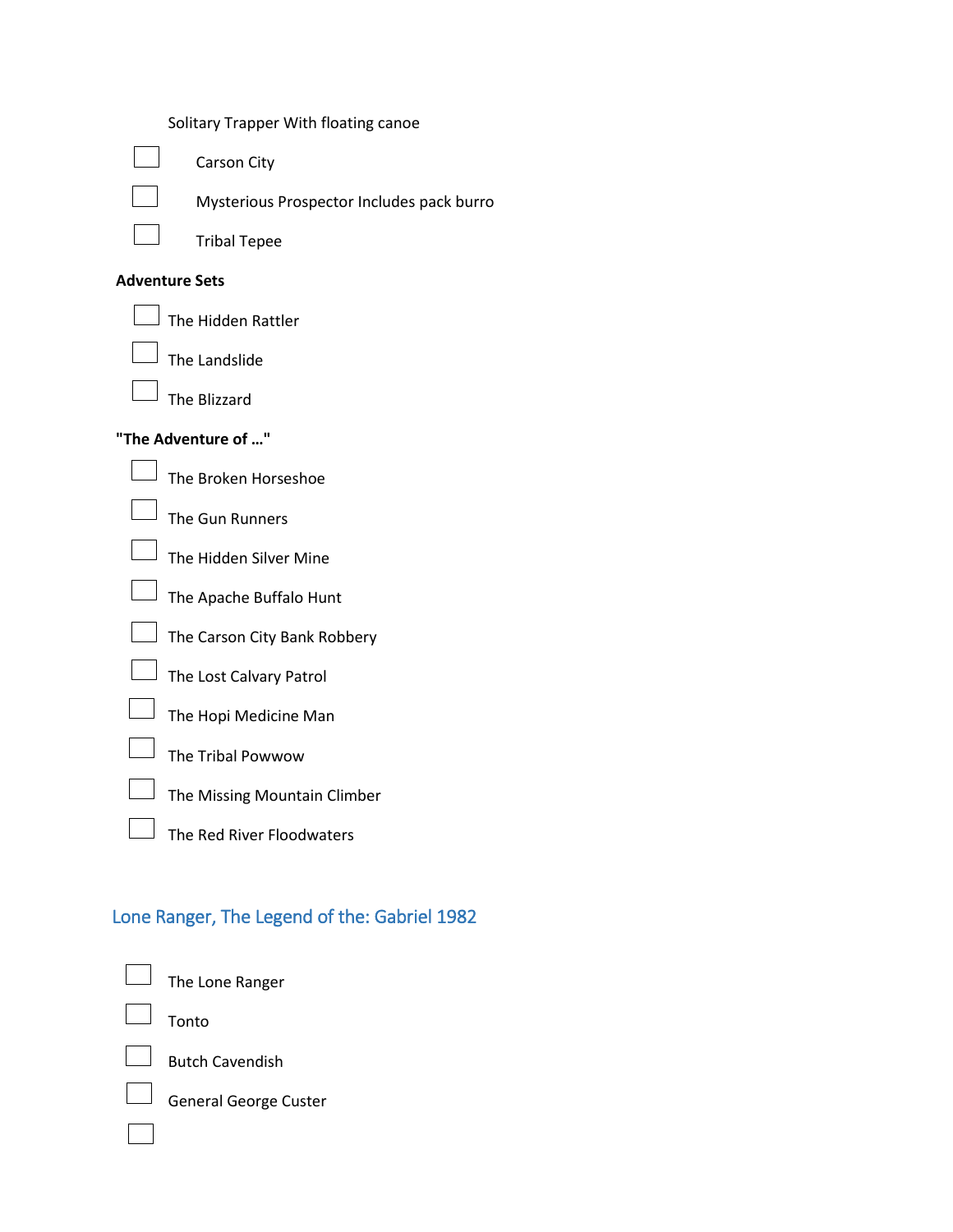Solitary Trapper With floating canoe

- [ ] Carson City
- [ ] Mysterious Prospector Includes pack burro
- [ ] Tribal Tepee

**Adventure Sets**

- [ ] The Hidden Rattler
- [ ] The Landslide
- [ ] The Blizzard

**"The Adventure of …"**

- [ ] The Broken Horseshoe
- [ ] The Gun Runners
- [ ] The Hidden Silver Mine
- [ ] The Apache Buffalo Hunt
- [ ] The Carson City Bank Robbery
- [ ] The Lost Calvary Patrol
- [ ] The Hopi Medicine Man
- [ ] The Tribal Powwow
- [ ] The Missing Mountain Climber
- [ ] The Red River Floodwaters

## Lone Ranger, The Legend of the: Gabriel 1982

- [ ] The Lone Ranger
- [ ] Tonto
- [ ] Butch Cavendish
- [ ] General George Custer
- [ ]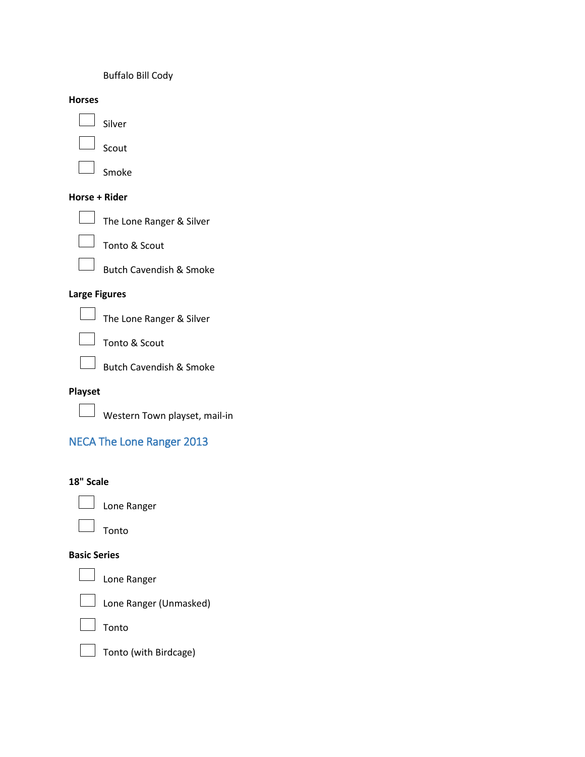Buffalo Bill Cody

**Horses**

- [ ] Silver
- [ ] Scout
- [ ] Smoke

**Horse + Rider**

- [ ] The Lone Ranger & Silver
- [ ] Tonto & Scout
- [ ] Butch Cavendish & Smoke

**Large Figures**

- [ ] The Lone Ranger & Silver
- [ ] Tonto & Scout
- [ ] Butch Cavendish & Smoke

**Playset**

- [ ] Western Town playset, mail-in

## NECA The Lone Ranger 2013

**18" Scale**

- [ ] Lone Ranger
- [ ] Tonto

**Basic Series**

- [ ] Lone Ranger
- [ ] Lone Ranger (Unmasked)
- [ ] Tonto
- [ ] Tonto (with Birdcage)